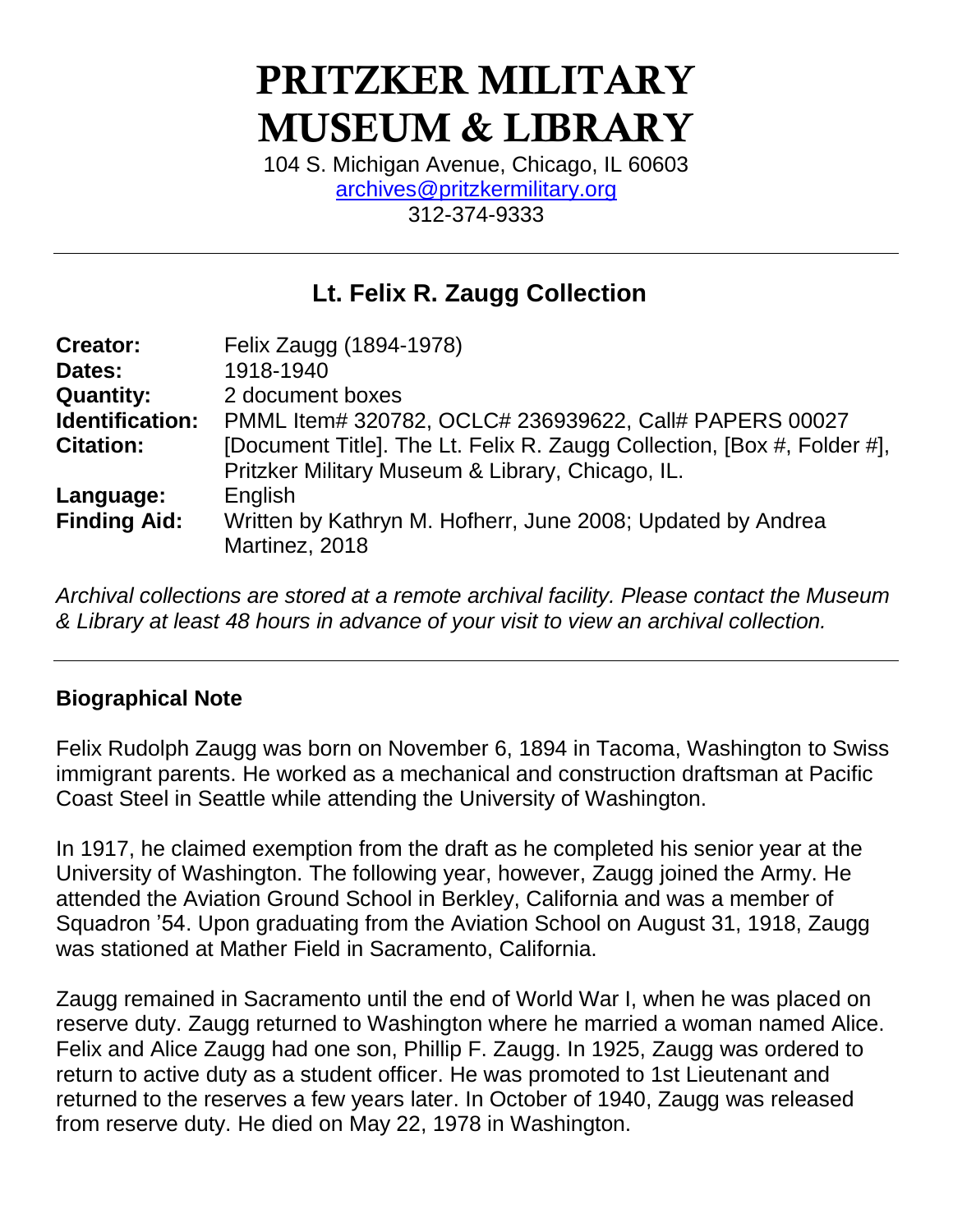# PRITZKER MILITARY MUSEUM & LIBRARY

104 S. Michigan Avenue, Chicago, IL 60603
archives@pritzkermilitary.org
312-374-9333

---

## Lt. Felix R. Zaugg Collection

| | |
|---|---|
| **Creator:** | Felix Zaugg (1894-1978) |
| **Dates:** | 1918-1940 |
| **Quantity:** | 2 document boxes |
| **Identification:** | PMML Item# 320782, OCLC# 236939622, Call# PAPERS 00027 |
| **Citation:** | [Document Title]. The Lt. Felix R. Zaugg Collection, [Box #, Folder #], Pritzker Military Museum & Library, Chicago, IL. |
| **Language:** | English |
| **Finding Aid:** | Written by Kathryn M. Hofherr, June 2008; Updated by Andrea Martinez, 2018 |

*Archival collections are stored at a remote archival facility. Please contact the Museum & Library at least 48 hours in advance of your visit to view an archival collection.*

---

### Biographical Note

Felix Rudolph Zaugg was born on November 6, 1894 in Tacoma, Washington to Swiss immigrant parents. He worked as a mechanical and construction draftsman at Pacific Coast Steel in Seattle while attending the University of Washington.

In 1917, he claimed exemption from the draft as he completed his senior year at the University of Washington. The following year, however, Zaugg joined the Army. He attended the Aviation Ground School in Berkley, California and was a member of Squadron '54. Upon graduating from the Aviation School on August 31, 1918, Zaugg was stationed at Mather Field in Sacramento, California.

Zaugg remained in Sacramento until the end of World War I, when he was placed on reserve duty. Zaugg returned to Washington where he married a woman named Alice. Felix and Alice Zaugg had one son, Phillip F. Zaugg. In 1925, Zaugg was ordered to return to active duty as a student officer. He was promoted to 1st Lieutenant and returned to the reserves a few years later. In October of 1940, Zaugg was released from reserve duty. He died on May 22, 1978 in Washington.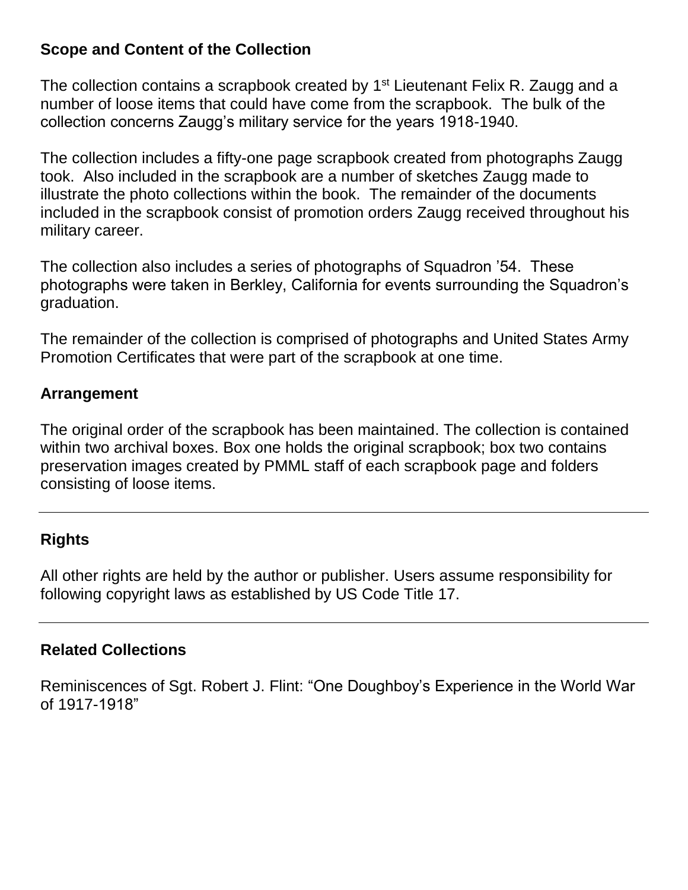## Scope and Content of the Collection

The collection contains a scrapbook created by 1st Lieutenant Felix R. Zaugg and a number of loose items that could have come from the scrapbook. The bulk of the collection concerns Zaugg's military service for the years 1918-1940.

The collection includes a fifty-one page scrapbook created from photographs Zaugg took. Also included in the scrapbook are a number of sketches Zaugg made to illustrate the photo collections within the book. The remainder of the documents included in the scrapbook consist of promotion orders Zaugg received throughout his military career.

The collection also includes a series of photographs of Squadron '54. These photographs were taken in Berkley, California for events surrounding the Squadron's graduation.

The remainder of the collection is comprised of photographs and United States Army Promotion Certificates that were part of the scrapbook at one time.

## Arrangement

The original order of the scrapbook has been maintained. The collection is contained within two archival boxes. Box one holds the original scrapbook; box two contains preservation images created by PMML staff of each scrapbook page and folders consisting of loose items.

---

## Rights

All other rights are held by the author or publisher. Users assume responsibility for following copyright laws as established by US Code Title 17.

---

## Related Collections

Reminiscences of Sgt. Robert J. Flint: "One Doughboy's Experience in the World War of 1917-1918"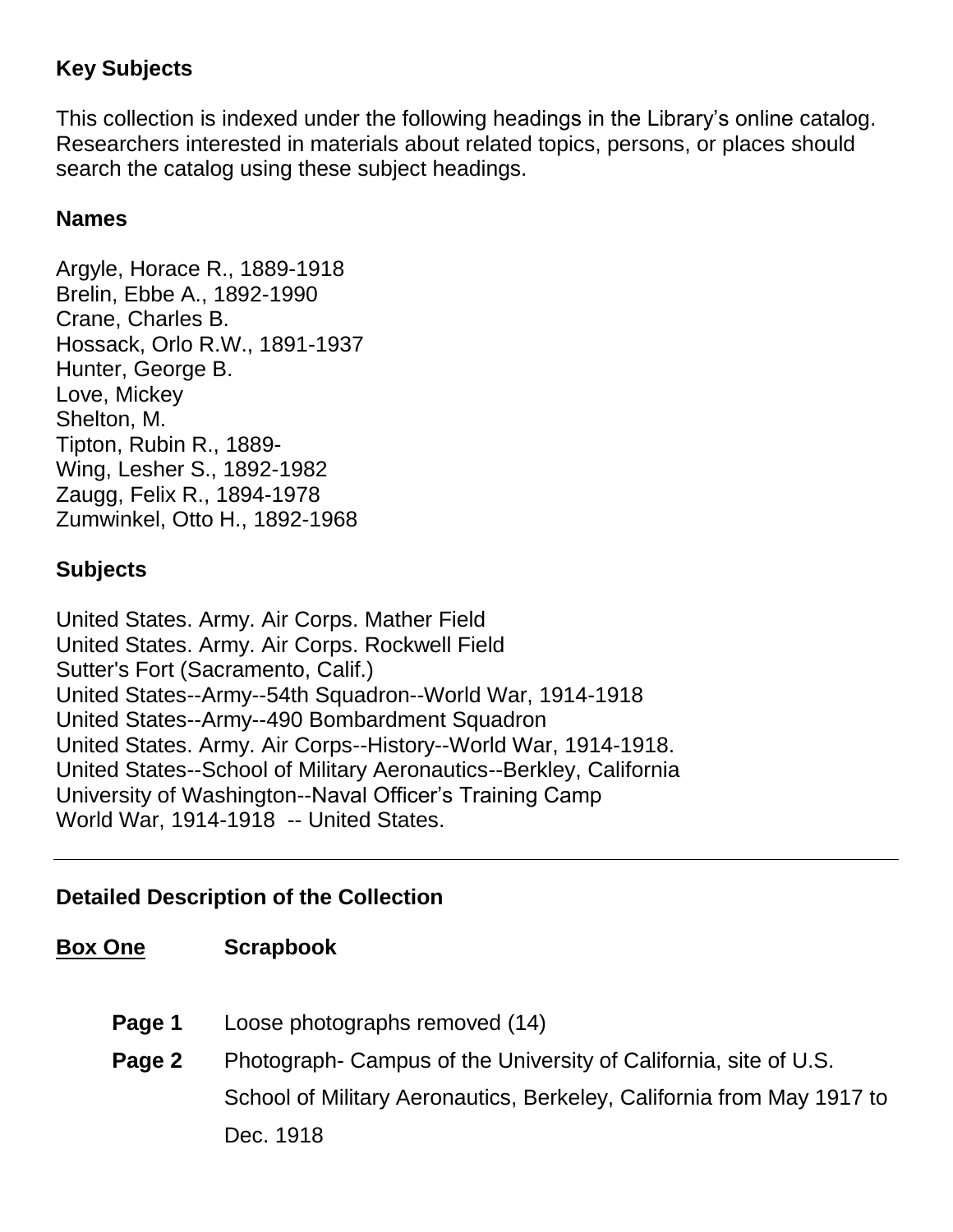## Key Subjects

This collection is indexed under the following headings in the Library's online catalog. Researchers interested in materials about related topics, persons, or places should search the catalog using these subject headings.

### Names

Argyle, Horace R., 1889-1918
Brelin, Ebbe A., 1892-1990
Crane, Charles B.
Hossack, Orlo R.W., 1891-1937
Hunter, George B.
Love, Mickey
Shelton, M.
Tipton, Rubin R., 1889-
Wing, Lesher S., 1892-1982
Zaugg, Felix R., 1894-1978
Zumwinkel, Otto H., 1892-1968

### Subjects

United States. Army. Air Corps. Mather Field
United States. Army. Air Corps. Rockwell Field
Sutter's Fort (Sacramento, Calif.)
United States--Army--54th Squadron--World War, 1914-1918
United States--Army--490 Bombardment Squadron
United States. Army. Air Corps--History--World War, 1914-1918.
United States--School of Military Aeronautics--Berkley, California
University of Washington--Naval Officer's Training Camp
World War, 1914-1918 -- United States.

---

## Detailed Description of the Collection

**Box One** **Scrapbook**

**Page 1** Loose photographs removed (14)

**Page 2** Photograph- Campus of the University of California, site of U.S. School of Military Aeronautics, Berkeley, California from May 1917 to Dec. 1918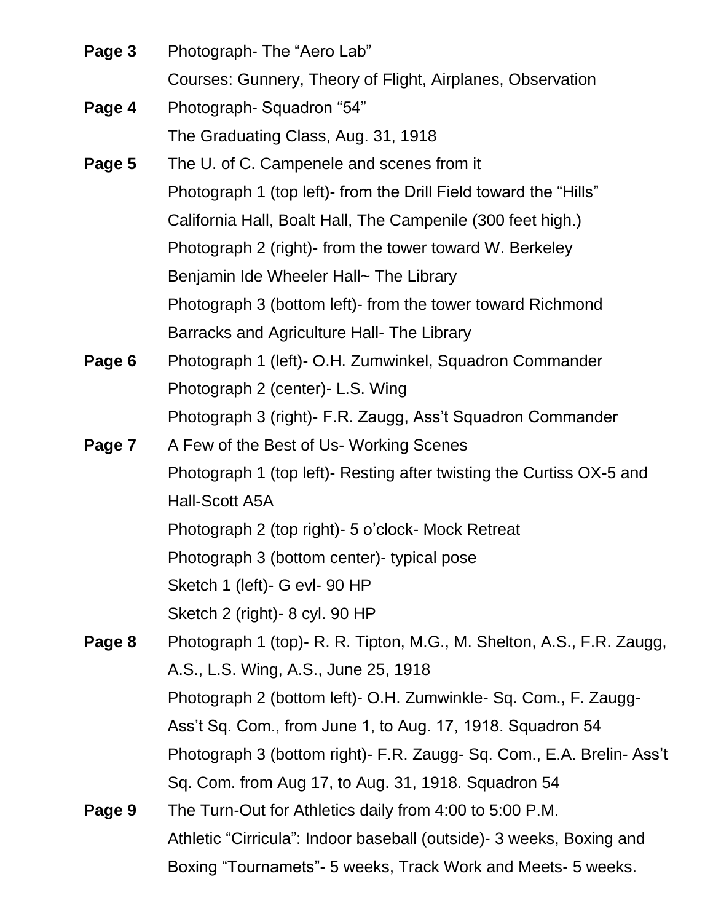**Page 3** Photograph- The "Aero Lab"
Courses: Gunnery, Theory of Flight, Airplanes, Observation

**Page 4** Photograph- Squadron "54"
The Graduating Class, Aug. 31, 1918

**Page 5** The U. of C. Campenele and scenes from it
Photograph 1 (top left)- from the Drill Field toward the "Hills"
California Hall, Boalt Hall, The Campenile (300 feet high.)
Photograph 2 (right)- from the tower toward W. Berkeley
Benjamin Ide Wheeler Hall~ The Library
Photograph 3 (bottom left)- from the tower toward Richmond
Barracks and Agriculture Hall- The Library

**Page 6** Photograph 1 (left)- O.H. Zumwinkel, Squadron Commander
Photograph 2 (center)- L.S. Wing
Photograph 3 (right)- F.R. Zaugg, Ass't Squadron Commander

**Page 7** A Few of the Best of Us- Working Scenes
Photograph 1 (top left)- Resting after twisting the Curtiss OX-5 and Hall-Scott A5A
Photograph 2 (top right)- 5 o'clock- Mock Retreat
Photograph 3 (bottom center)- typical pose
Sketch 1 (left)- G evl- 90 HP
Sketch 2 (right)- 8 cyl. 90 HP

**Page 8** Photograph 1 (top)- R. R. Tipton, M.G., M. Shelton, A.S., F.R. Zaugg, A.S., L.S. Wing, A.S., June 25, 1918
Photograph 2 (bottom left)- O.H. Zumwinkle- Sq. Com., F. Zaugg- Ass't Sq. Com., from June 1, to Aug. 17, 1918. Squadron 54
Photograph 3 (bottom right)- F.R. Zaugg- Sq. Com., E.A. Brelin- Ass't Sq. Com. from Aug 17, to Aug. 31, 1918. Squadron 54

**Page 9** The Turn-Out for Athletics daily from 4:00 to 5:00 P.M.
Athletic "Cirricula": Indoor baseball (outside)- 3 weeks, Boxing and Boxing "Tournamets"- 5 weeks, Track Work and Meets- 5 weeks.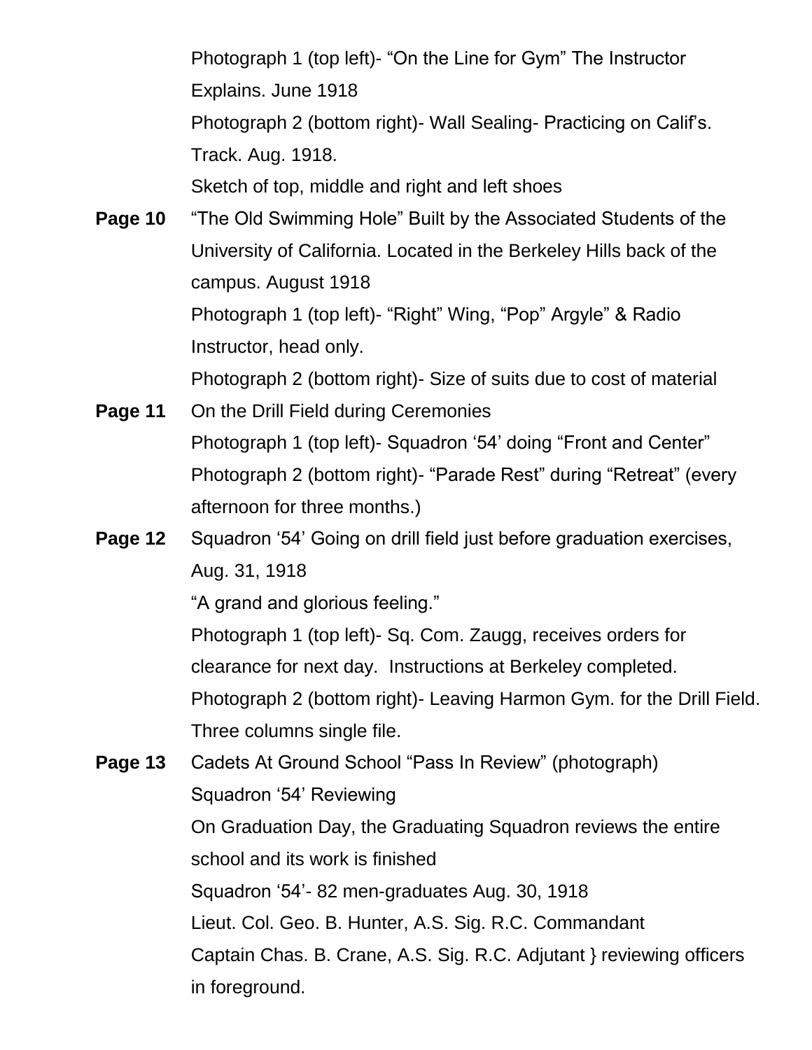Photograph 1 (top left)- "On the Line for Gym" The Instructor Explains. June 1918

Photograph 2 (bottom right)- Wall Sealing- Practicing on Calif's. Track. Aug. 1918.

Sketch of top, middle and right and left shoes

**Page 10** "The Old Swimming Hole" Built by the Associated Students of the University of California. Located in the Berkeley Hills back of the campus. August 1918

Photograph 1 (top left)- "Right" Wing, "Pop" Argyle" & Radio Instructor, head only.

Photograph 2 (bottom right)- Size of suits due to cost of material

**Page 11** On the Drill Field during Ceremonies

Photograph 1 (top left)- Squadron '54' doing "Front and Center"

Photograph 2 (bottom right)- "Parade Rest" during "Retreat" (every afternoon for three months.)

**Page 12** Squadron '54' Going on drill field just before graduation exercises, Aug. 31, 1918

"A grand and glorious feeling."

Photograph 1 (top left)- Sq. Com. Zaugg, receives orders for clearance for next day. Instructions at Berkeley completed.

Photograph 2 (bottom right)- Leaving Harmon Gym. for the Drill Field. Three columns single file.

**Page 13** Cadets At Ground School "Pass In Review" (photograph)

Squadron '54' Reviewing

On Graduation Day, the Graduating Squadron reviews the entire school and its work is finished

Squadron '54'- 82 men-graduates Aug. 30, 1918

Lieut. Col. Geo. B. Hunter, A.S. Sig. R.C. Commandant

Captain Chas. B. Crane, A.S. Sig. R.C. Adjutant } reviewing officers in foreground.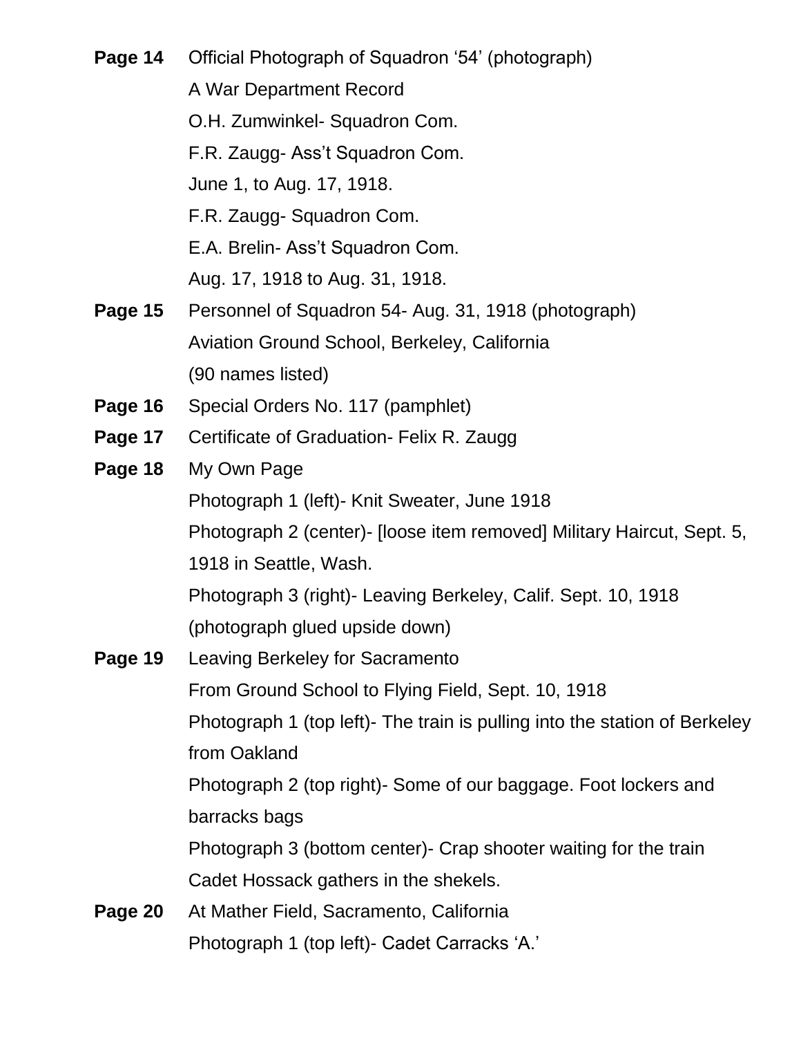**Page 14** Official Photograph of Squadron '54' (photograph)
A War Department Record
O.H. Zumwinkel- Squadron Com.
F.R. Zaugg- Ass't Squadron Com.
June 1, to Aug. 17, 1918.
F.R. Zaugg- Squadron Com.
E.A. Brelin- Ass't Squadron Com.
Aug. 17, 1918 to Aug. 31, 1918.

**Page 15** Personnel of Squadron 54- Aug. 31, 1918 (photograph)
Aviation Ground School, Berkeley, California
(90 names listed)

**Page 16** Special Orders No. 117 (pamphlet)

**Page 17** Certificate of Graduation- Felix R. Zaugg

**Page 18** My Own Page
Photograph 1 (left)- Knit Sweater, June 1918
Photograph 2 (center)- [loose item removed] Military Haircut, Sept. 5, 1918 in Seattle, Wash.
Photograph 3 (right)- Leaving Berkeley, Calif. Sept. 10, 1918 (photograph glued upside down)

**Page 19** Leaving Berkeley for Sacramento
From Ground School to Flying Field, Sept. 10, 1918
Photograph 1 (top left)- The train is pulling into the station of Berkeley from Oakland
Photograph 2 (top right)- Some of our baggage. Foot lockers and barracks bags
Photograph 3 (bottom center)- Crap shooter waiting for the train
Cadet Hossack gathers in the shekels.

**Page 20** At Mather Field, Sacramento, California
Photograph 1 (top left)- Cadet Carracks 'A.'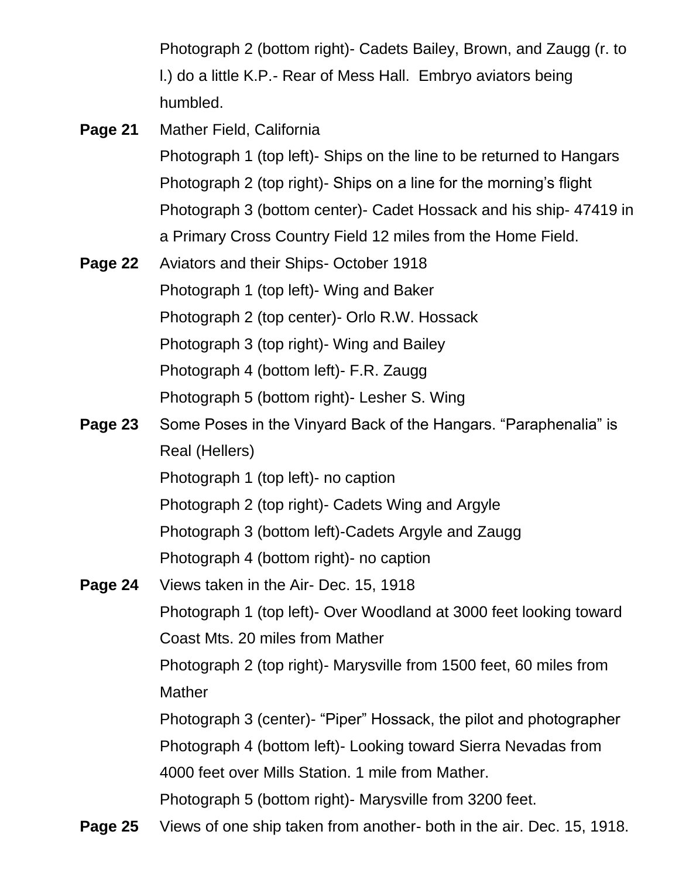Photograph 2 (bottom right)- Cadets Bailey, Brown, and Zaugg (r. to l.) do a little K.P.- Rear of Mess Hall. Embryo aviators being humbled.

**Page 21** Mather Field, California

Photograph 1 (top left)- Ships on the line to be returned to Hangars

Photograph 2 (top right)- Ships on a line for the morning's flight

Photograph 3 (bottom center)- Cadet Hossack and his ship- 47419 in a Primary Cross Country Field 12 miles from the Home Field.

**Page 22** Aviators and their Ships- October 1918

Photograph 1 (top left)- Wing and Baker

Photograph 2 (top center)- Orlo R.W. Hossack

Photograph 3 (top right)- Wing and Bailey

Photograph 4 (bottom left)- F.R. Zaugg

Photograph 5 (bottom right)- Lesher S. Wing

**Page 23** Some Poses in the Vinyard Back of the Hangars. "Paraphenalia" is Real (Hellers)

Photograph 1 (top left)- no caption

Photograph 2 (top right)- Cadets Wing and Argyle

Photograph 3 (bottom left)-Cadets Argyle and Zaugg

Photograph 4 (bottom right)- no caption

**Page 24** Views taken in the Air- Dec. 15, 1918

Photograph 1 (top left)- Over Woodland at 3000 feet looking toward Coast Mts. 20 miles from Mather

Photograph 2 (top right)- Marysville from 1500 feet, 60 miles from Mather

Photograph 3 (center)- "Piper" Hossack, the pilot and photographer

Photograph 4 (bottom left)- Looking toward Sierra Nevadas from 4000 feet over Mills Station. 1 mile from Mather.

Photograph 5 (bottom right)- Marysville from 3200 feet.

**Page 25** Views of one ship taken from another- both in the air. Dec. 15, 1918.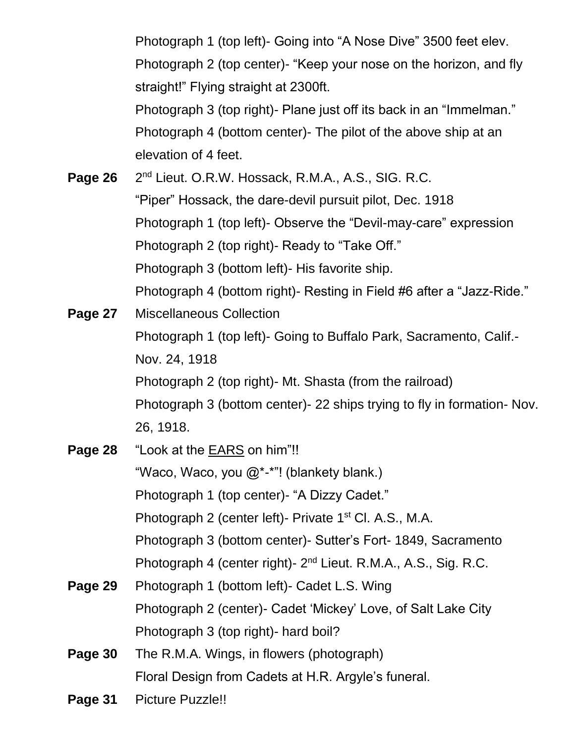Photograph 1 (top left)- Going into "A Nose Dive" 3500 feet elev.
Photograph 2 (top center)- "Keep your nose on the horizon, and fly straight!" Flying straight at 2300ft.
Photograph 3 (top right)- Plane just off its back in an "Immelman."
Photograph 4 (bottom center)- The pilot of the above ship at an elevation of 4 feet.

**Page 26** 2nd Lieut. O.R.W. Hossack, R.M.A., A.S., SIG. R.C.
"Piper" Hossack, the dare-devil pursuit pilot, Dec. 1918
Photograph 1 (top left)- Observe the "Devil-may-care" expression
Photograph 2 (top right)- Ready to "Take Off."
Photograph 3 (bottom left)- His favorite ship.
Photograph 4 (bottom right)- Resting in Field #6 after a "Jazz-Ride."

**Page 27** Miscellaneous Collection
Photograph 1 (top left)- Going to Buffalo Park, Sacramento, Calif.- Nov. 24, 1918
Photograph 2 (top right)- Mt. Shasta (from the railroad)
Photograph 3 (bottom center)- 22 ships trying to fly in formation- Nov. 26, 1918.

**Page 28** "Look at the <u>EARS</u> on him"!!
"Waco, Waco, you @*-*"! (blankety blank.)
Photograph 1 (top center)- "A Dizzy Cadet."
Photograph 2 (center left)- Private 1st Cl. A.S., M.A.
Photograph 3 (bottom center)- Sutter's Fort- 1849, Sacramento
Photograph 4 (center right)- 2nd Lieut. R.M.A., A.S., Sig. R.C.

**Page 29** Photograph 1 (bottom left)- Cadet L.S. Wing
Photograph 2 (center)- Cadet 'Mickey' Love, of Salt Lake City
Photograph 3 (top right)- hard boil?

**Page 30** The R.M.A. Wings, in flowers (photograph)
Floral Design from Cadets at H.R. Argyle's funeral.

**Page 31** Picture Puzzle!!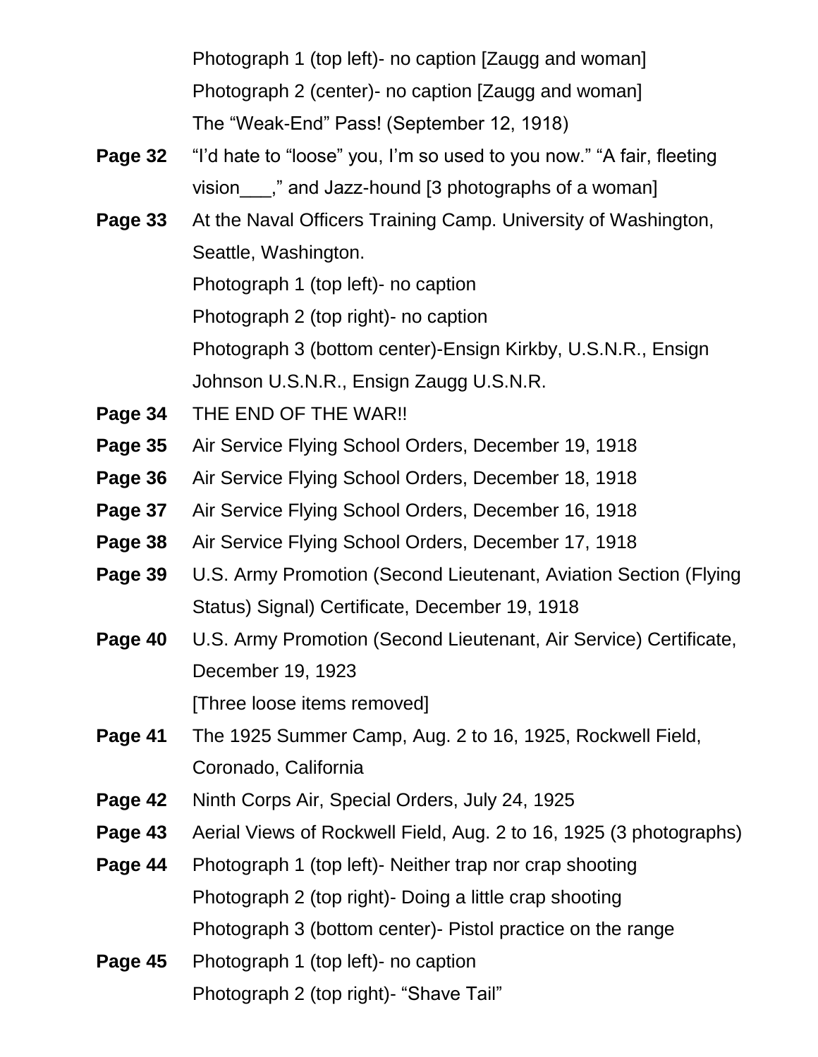Photograph 1 (top left)- no caption [Zaugg and woman]

Photograph 2 (center)- no caption [Zaugg and woman]

The "Weak-End" Pass! (September 12, 1918)

**Page 32** "I'd hate to "loose" you, I'm so used to you now." "A fair, fleeting vision___," and Jazz-hound [3 photographs of a woman]

**Page 33** At the Naval Officers Training Camp. University of Washington, Seattle, Washington.

Photograph 1 (top left)- no caption

Photograph 2 (top right)- no caption

Photograph 3 (bottom center)-Ensign Kirkby, U.S.N.R., Ensign Johnson U.S.N.R., Ensign Zaugg U.S.N.R.

**Page 34** THE END OF THE WAR!!

**Page 35** Air Service Flying School Orders, December 19, 1918

**Page 36** Air Service Flying School Orders, December 18, 1918

**Page 37** Air Service Flying School Orders, December 16, 1918

**Page 38** Air Service Flying School Orders, December 17, 1918

**Page 39** U.S. Army Promotion (Second Lieutenant, Aviation Section (Flying Status) Signal) Certificate, December 19, 1918

**Page 40** U.S. Army Promotion (Second Lieutenant, Air Service) Certificate, December 19, 1923

[Three loose items removed]

**Page 41** The 1925 Summer Camp, Aug. 2 to 16, 1925, Rockwell Field, Coronado, California

**Page 42** Ninth Corps Air, Special Orders, July 24, 1925

**Page 43** Aerial Views of Rockwell Field, Aug. 2 to 16, 1925 (3 photographs)

**Page 44** Photograph 1 (top left)- Neither trap nor crap shooting

Photograph 2 (top right)- Doing a little crap shooting

Photograph 3 (bottom center)- Pistol practice on the range

**Page 45** Photograph 1 (top left)- no caption

Photograph 2 (top right)- "Shave Tail"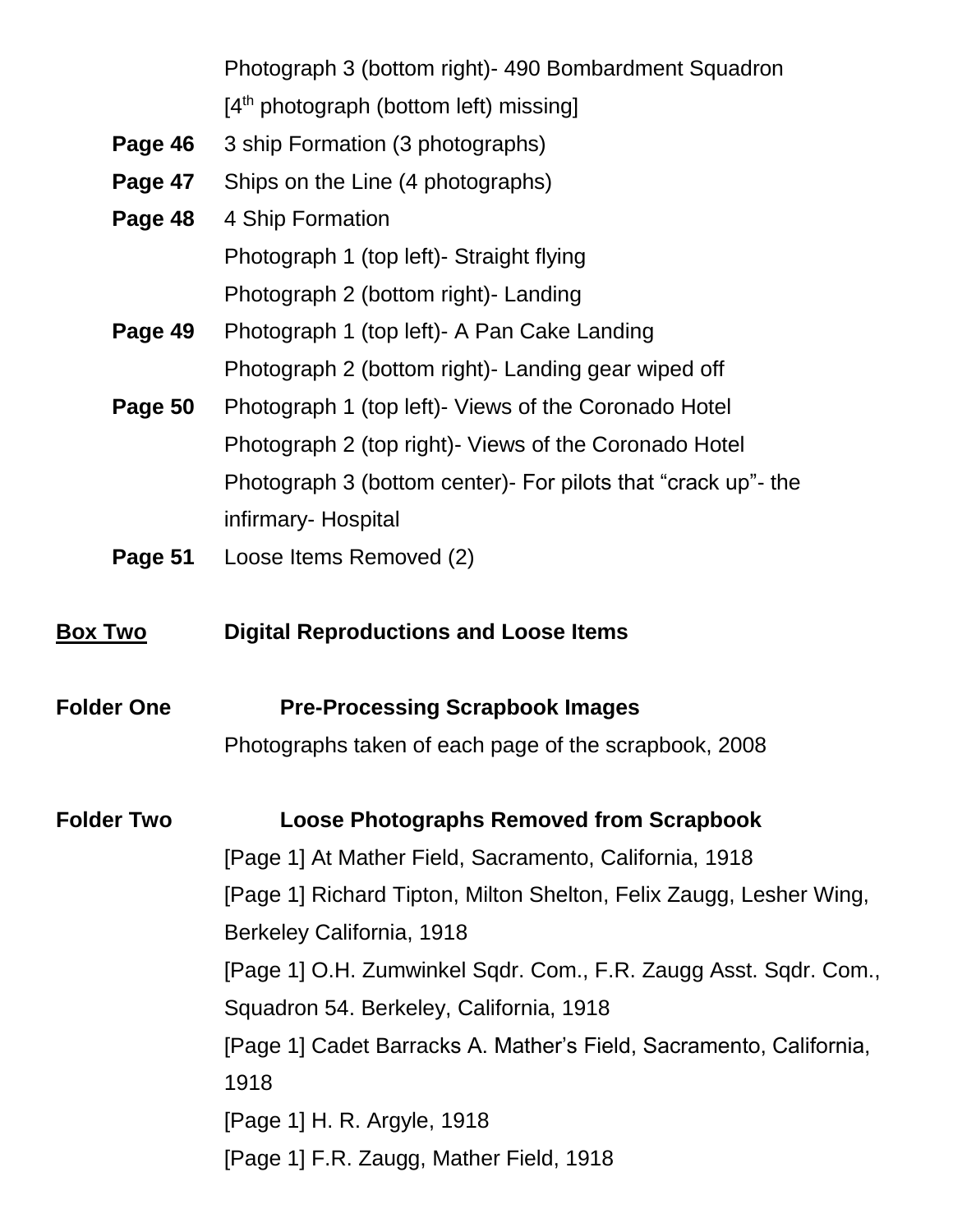Photograph 3 (bottom right)- 490 Bombardment Squadron

[4th photograph (bottom left) missing]

**Page 46** 3 ship Formation (3 photographs)

**Page 47** Ships on the Line (4 photographs)

**Page 48** 4 Ship Formation

Photograph 1 (top left)- Straight flying

Photograph 2 (bottom right)- Landing

**Page 49** Photograph 1 (top left)- A Pan Cake Landing

Photograph 2 (bottom right)- Landing gear wiped off

**Page 50** Photograph 1 (top left)- Views of the Coronado Hotel

Photograph 2 (top right)- Views of the Coronado Hotel

Photograph 3 (bottom center)- For pilots that "crack up"- the infirmary- Hospital

**Page 51** Loose Items Removed (2)

**Box Two** **Digital Reproductions and Loose Items**

**Folder One** **Pre-Processing Scrapbook Images**

Photographs taken of each page of the scrapbook, 2008

**Folder Two** **Loose Photographs Removed from Scrapbook**

[Page 1] At Mather Field, Sacramento, California, 1918

[Page 1] Richard Tipton, Milton Shelton, Felix Zaugg, Lesher Wing, Berkeley California, 1918

[Page 1] O.H. Zumwinkel Sqdr. Com., F.R. Zaugg Asst. Sqdr. Com., Squadron 54. Berkeley, California, 1918

[Page 1] Cadet Barracks A. Mather's Field, Sacramento, California, 1918

[Page 1] H. R. Argyle, 1918

[Page 1] F.R. Zaugg, Mather Field, 1918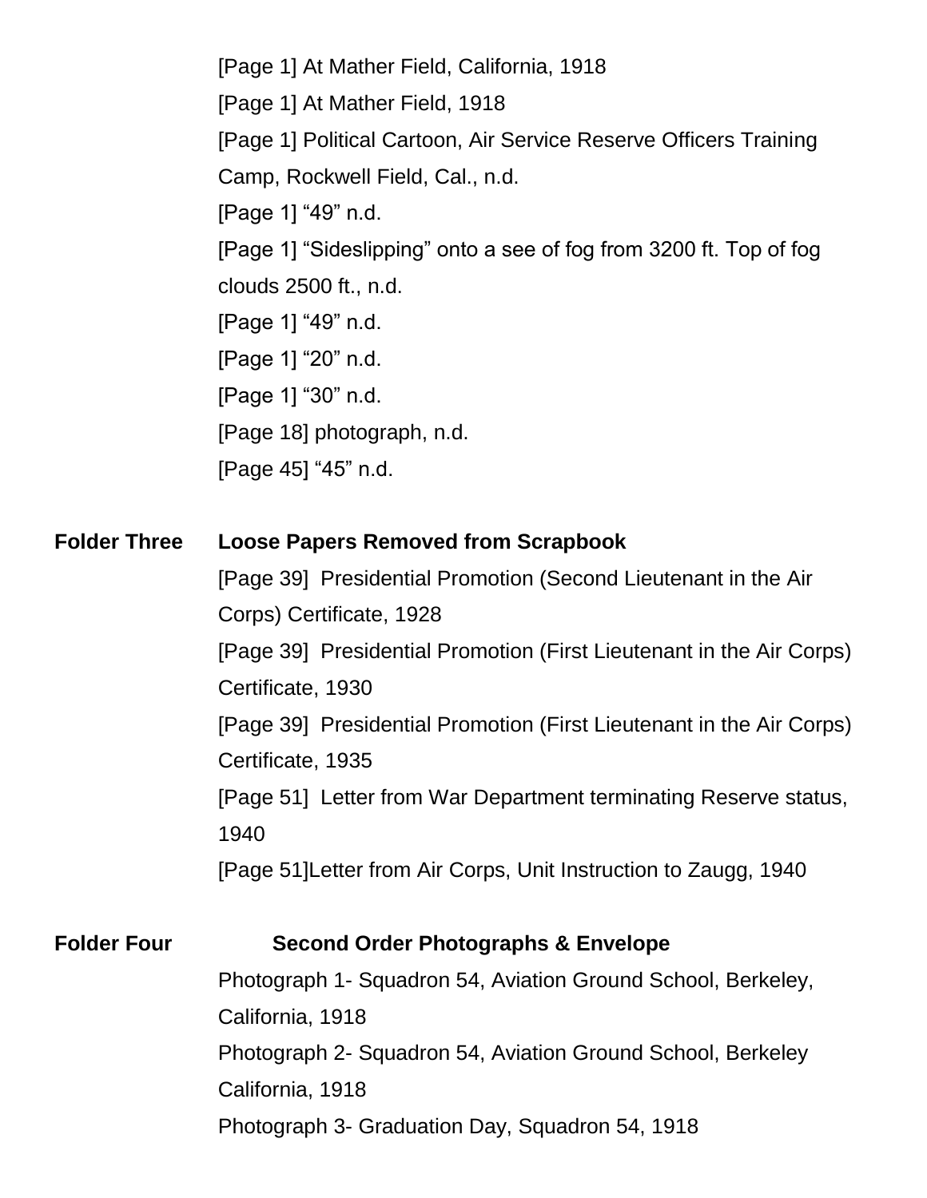[Page 1] At Mather Field, California, 1918

[Page 1] At Mather Field, 1918

[Page 1] Political Cartoon, Air Service Reserve Officers Training Camp, Rockwell Field, Cal., n.d.

[Page 1] "49" n.d.

[Page 1] "Sideslipping" onto a see of fog from 3200 ft. Top of fog clouds 2500 ft., n.d.

[Page 1] "49" n.d.

[Page 1] "20" n.d.

[Page 1] "30" n.d.

[Page 18] photograph, n.d.

[Page 45] "45" n.d.

**Folder Three** **Loose Papers Removed from Scrapbook**

[Page 39] Presidential Promotion (Second Lieutenant in the Air Corps) Certificate, 1928

[Page 39] Presidential Promotion (First Lieutenant in the Air Corps) Certificate, 1930

[Page 39] Presidential Promotion (First Lieutenant in the Air Corps) Certificate, 1935

[Page 51] Letter from War Department terminating Reserve status, 1940

[Page 51]Letter from Air Corps, Unit Instruction to Zaugg, 1940

**Folder Four** **Second Order Photographs & Envelope**

Photograph 1- Squadron 54, Aviation Ground School, Berkeley, California, 1918

Photograph 2- Squadron 54, Aviation Ground School, Berkeley California, 1918

Photograph 3- Graduation Day, Squadron 54, 1918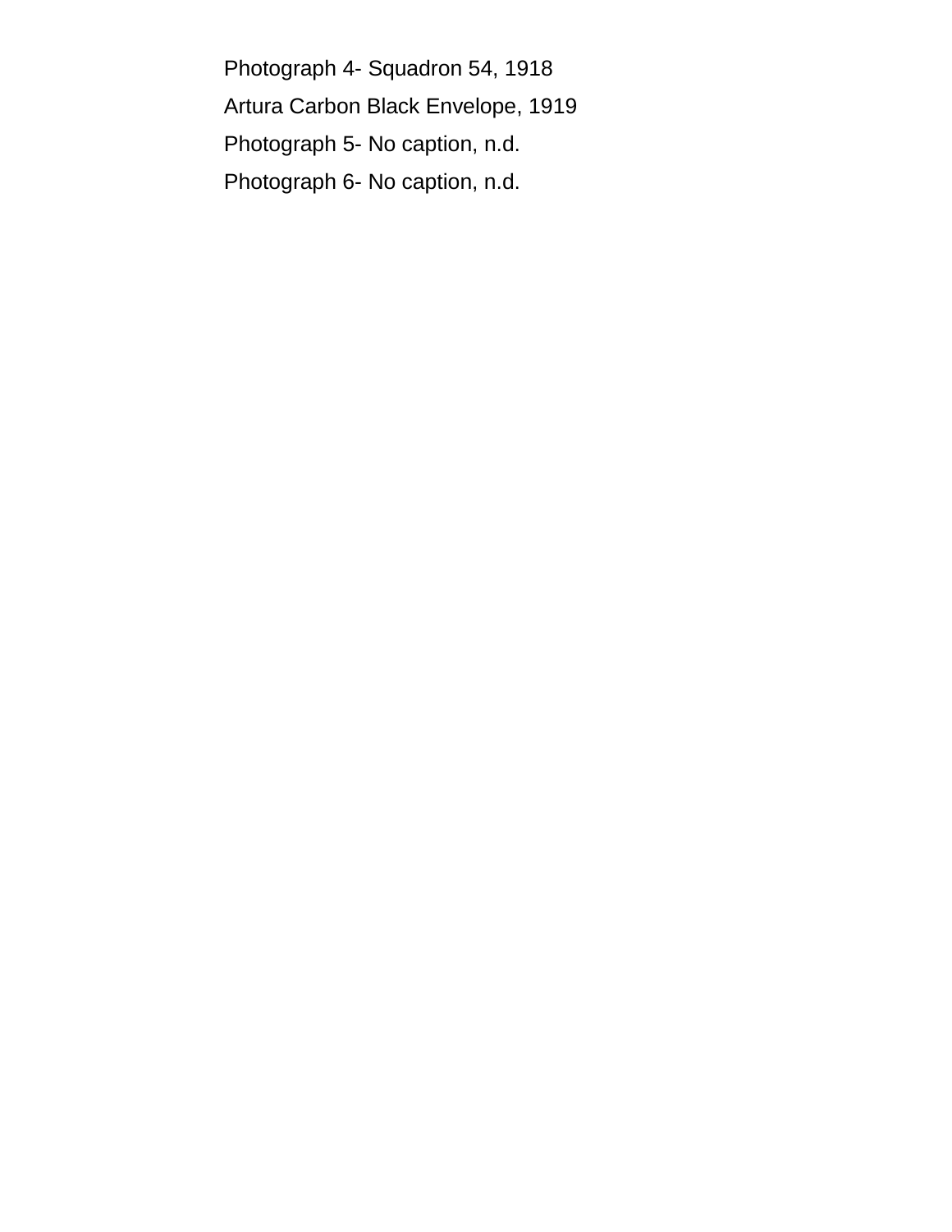Photograph 4- Squadron 54, 1918

Artura Carbon Black Envelope, 1919

Photograph 5- No caption, n.d.

Photograph 6- No caption, n.d.